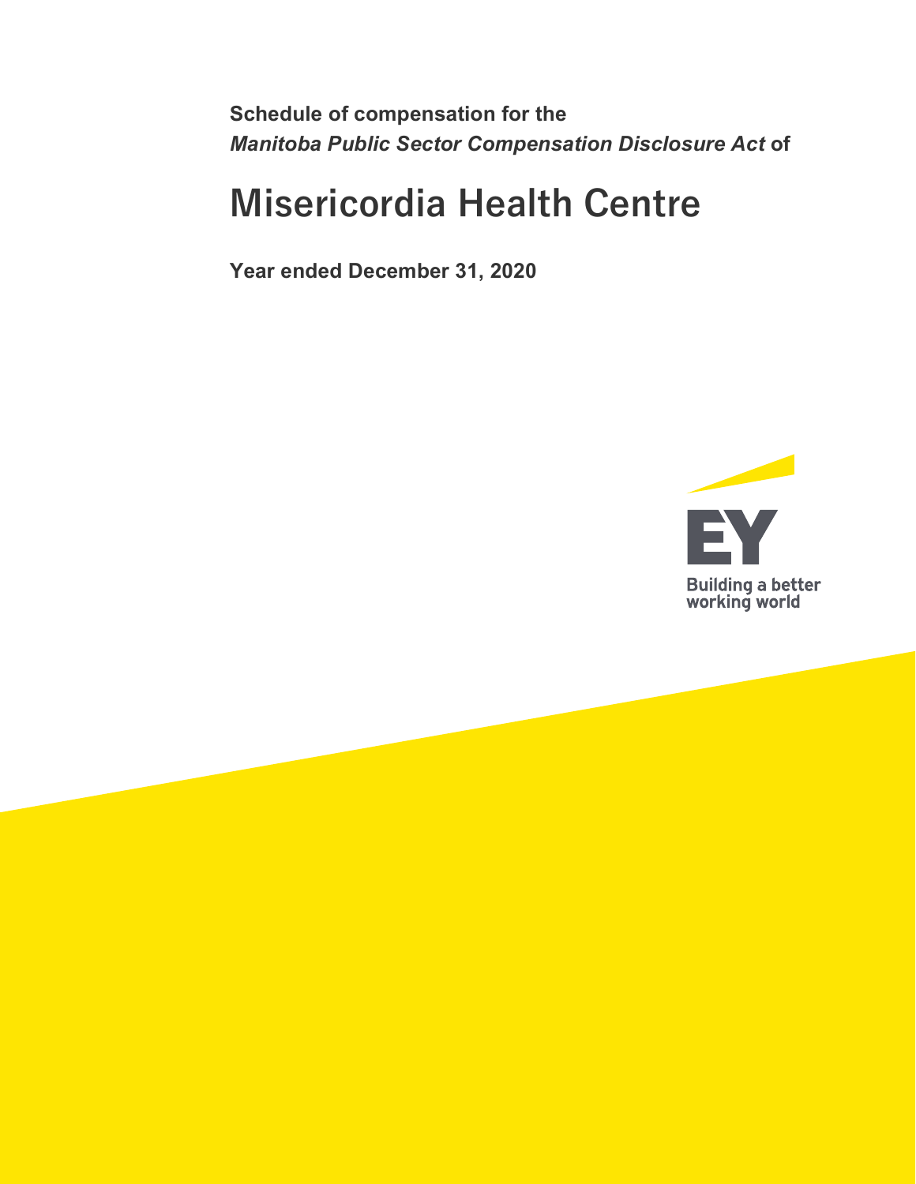**Schedule of compensation for the**
***Manitoba Public Sector Compensation Disclosure Act* of**

# Misericordia Health Centre

**Year ended December 31, 2020**

Building a better
working world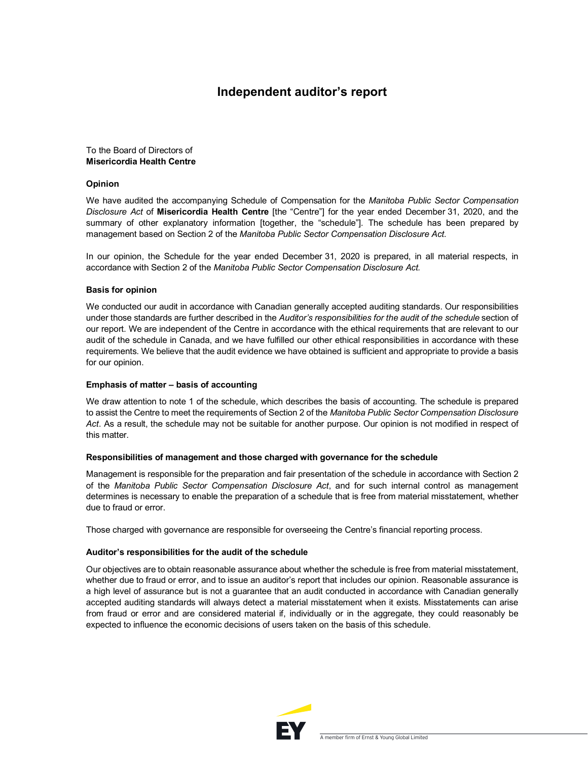# Independent auditor's report

To the Board of Directors of
**Misericordia Health Centre**

### Opinion

We have audited the accompanying Schedule of Compensation for the *Manitoba Public Sector Compensation Disclosure Act* of **Misericordia Health Centre** [the "Centre"] for the year ended December 31, 2020, and the summary of other explanatory information [together, the "schedule"]. The schedule has been prepared by management based on Section 2 of the *Manitoba Public Sector Compensation Disclosure Act*.

In our opinion, the Schedule for the year ended December 31, 2020 is prepared, in all material respects, in accordance with Section 2 of the *Manitoba Public Sector Compensation Disclosure Act.*

### Basis for opinion

We conducted our audit in accordance with Canadian generally accepted auditing standards. Our responsibilities under those standards are further described in the *Auditor's responsibilities for the audit of the schedule* section of our report. We are independent of the Centre in accordance with the ethical requirements that are relevant to our audit of the schedule in Canada, and we have fulfilled our other ethical responsibilities in accordance with these requirements. We believe that the audit evidence we have obtained is sufficient and appropriate to provide a basis for our opinion.

### Emphasis of matter – basis of accounting

We draw attention to note 1 of the schedule, which describes the basis of accounting. The schedule is prepared to assist the Centre to meet the requirements of Section 2 of the *Manitoba Public Sector Compensation Disclosure Act*. As a result, the schedule may not be suitable for another purpose. Our opinion is not modified in respect of this matter.

### Responsibilities of management and those charged with governance for the schedule

Management is responsible for the preparation and fair presentation of the schedule in accordance with Section 2 of the *Manitoba Public Sector Compensation Disclosure Act*, and for such internal control as management determines is necessary to enable the preparation of a schedule that is free from material misstatement, whether due to fraud or error.

Those charged with governance are responsible for overseeing the Centre's financial reporting process.

### Auditor's responsibilities for the audit of the schedule

Our objectives are to obtain reasonable assurance about whether the schedule is free from material misstatement, whether due to fraud or error, and to issue an auditor's report that includes our opinion. Reasonable assurance is a high level of assurance but is not a guarantee that an audit conducted in accordance with Canadian generally accepted auditing standards will always detect a material misstatement when it exists. Misstatements can arise from fraud or error and are considered material if, individually or in the aggregate, they could reasonably be expected to influence the economic decisions of users taken on the basis of this schedule.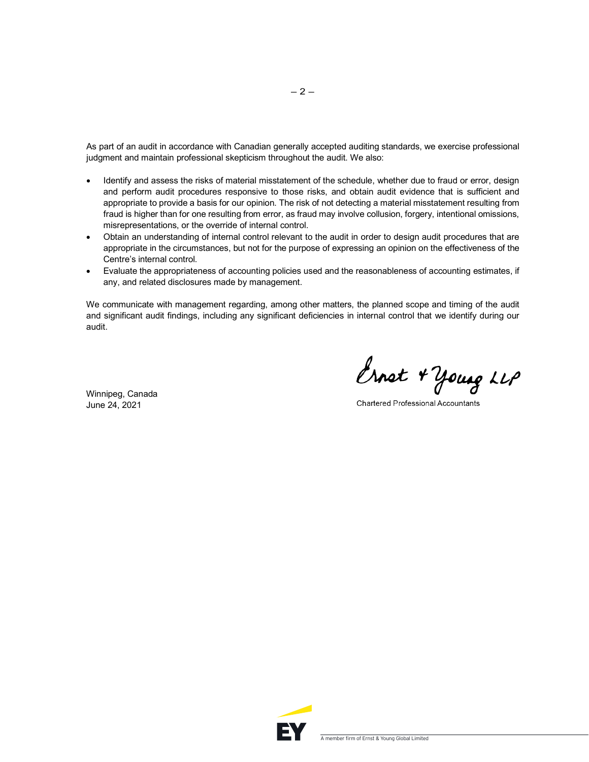As part of an audit in accordance with Canadian generally accepted auditing standards, we exercise professional judgment and maintain professional skepticism throughout the audit. We also:

- Identify and assess the risks of material misstatement of the schedule, whether due to fraud or error, design and perform audit procedures responsive to those risks, and obtain audit evidence that is sufficient and appropriate to provide a basis for our opinion. The risk of not detecting a material misstatement resulting from fraud is higher than for one resulting from error, as fraud may involve collusion, forgery, intentional omissions, misrepresentations, or the override of internal control.
- Obtain an understanding of internal control relevant to the audit in order to design audit procedures that are appropriate in the circumstances, but not for the purpose of expressing an opinion on the effectiveness of the Centre's internal control.
- Evaluate the appropriateness of accounting policies used and the reasonableness of accounting estimates, if any, and related disclosures made by management.

We communicate with management regarding, among other matters, the planned scope and timing of the audit and significant audit findings, including any significant deficiencies in internal control that we identify during our audit.

Ernst & Young LLP

Chartered Professional Accountants

Winnipeg, Canada
June 24, 2021

A member firm of Ernst & Young Global Limited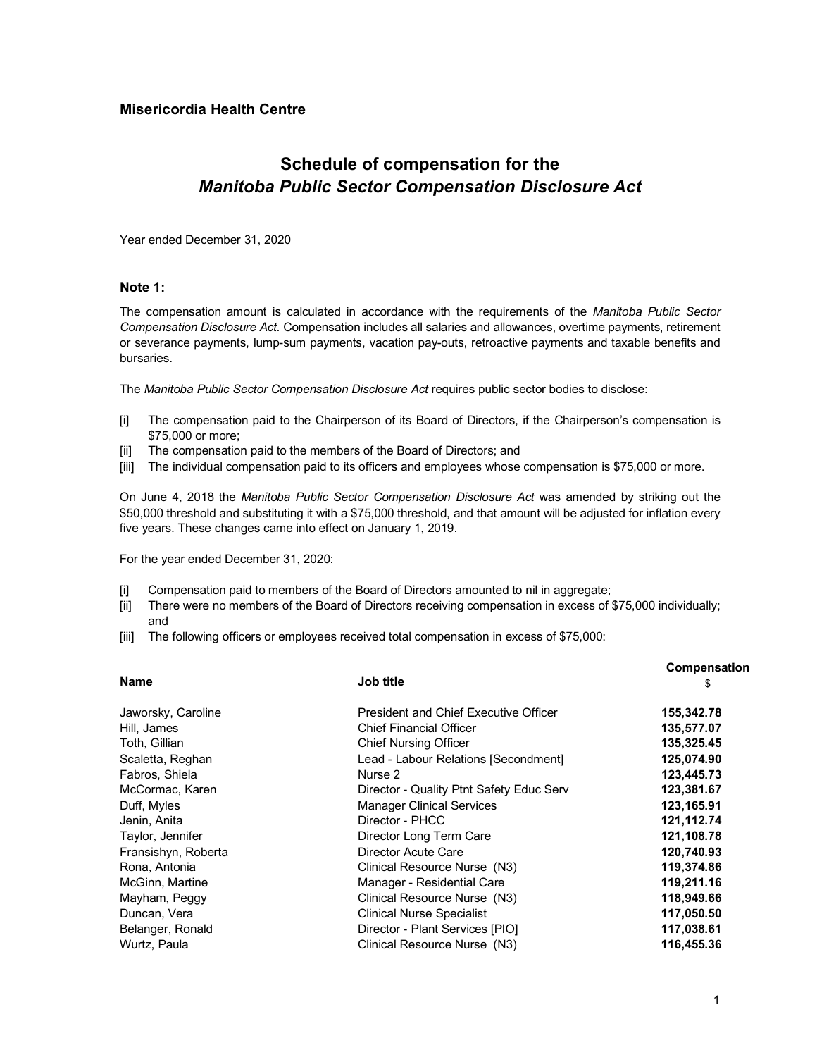**Misericordia Health Centre**

## Schedule of compensation for the *Manitoba Public Sector Compensation Disclosure Act*

Year ended December 31, 2020

### Note 1:

The compensation amount is calculated in accordance with the requirements of the *Manitoba Public Sector Compensation Disclosure Act*. Compensation includes all salaries and allowances, overtime payments, retirement or severance payments, lump-sum payments, vacation pay-outs, retroactive payments and taxable benefits and bursaries.

The *Manitoba Public Sector Compensation Disclosure Act* requires public sector bodies to disclose:

[i] The compensation paid to the Chairperson of its Board of Directors, if the Chairperson's compensation is $75,000 or more;
[ii] The compensation paid to the members of the Board of Directors; and
[iii] The individual compensation paid to its officers and employees whose compensation is $75,000 or more.

On June 4, 2018 the *Manitoba Public Sector Compensation Disclosure Act* was amended by striking out the $50,000 threshold and substituting it with a $75,000 threshold, and that amount will be adjusted for inflation every five years. These changes came into effect on January 1, 2019.

For the year ended December 31, 2020:

[i] Compensation paid to members of the Board of Directors amounted to nil in aggregate;
[ii] There were no members of the Board of Directors receiving compensation in excess of $75,000 individually; and
[iii] The following officers or employees received total compensation in excess of $75,000:

| Name | Job title | Compensation $ |
|---|---|---|
| Jaworsky, Caroline | President and Chief Executive Officer | **155,342.78** |
| Hill, James | Chief Financial Officer | **135,577.07** |
| Toth, Gillian | Chief Nursing Officer | **135,325.45** |
| Scaletta, Reghan | Lead - Labour Relations [Secondment] | **125,074.90** |
| Fabros, Shiela | Nurse 2 | **123,445.73** |
| McCormac, Karen | Director - Quality Ptnt Safety Educ Serv | **123,381.67** |
| Duff, Myles | Manager Clinical Services | **123,165.91** |
| Jenin, Anita | Director - PHCC | **121,112.74** |
| Taylor, Jennifer | Director Long Term Care | **121,108.78** |
| Fransishyn, Roberta | Director Acute Care | **120,740.93** |
| Rona, Antonia | Clinical Resource Nurse (N3) | **119,374.86** |
| McGinn, Martine | Manager - Residential Care | **119,211.16** |
| Mayham, Peggy | Clinical Resource Nurse (N3) | **118,949.66** |
| Duncan, Vera | Clinical Nurse Specialist | **117,050.50** |
| Belanger, Ronald | Director - Plant Services [PIO] | **117,038.61** |
| Wurtz, Paula | Clinical Resource Nurse (N3) | **116,455.36** |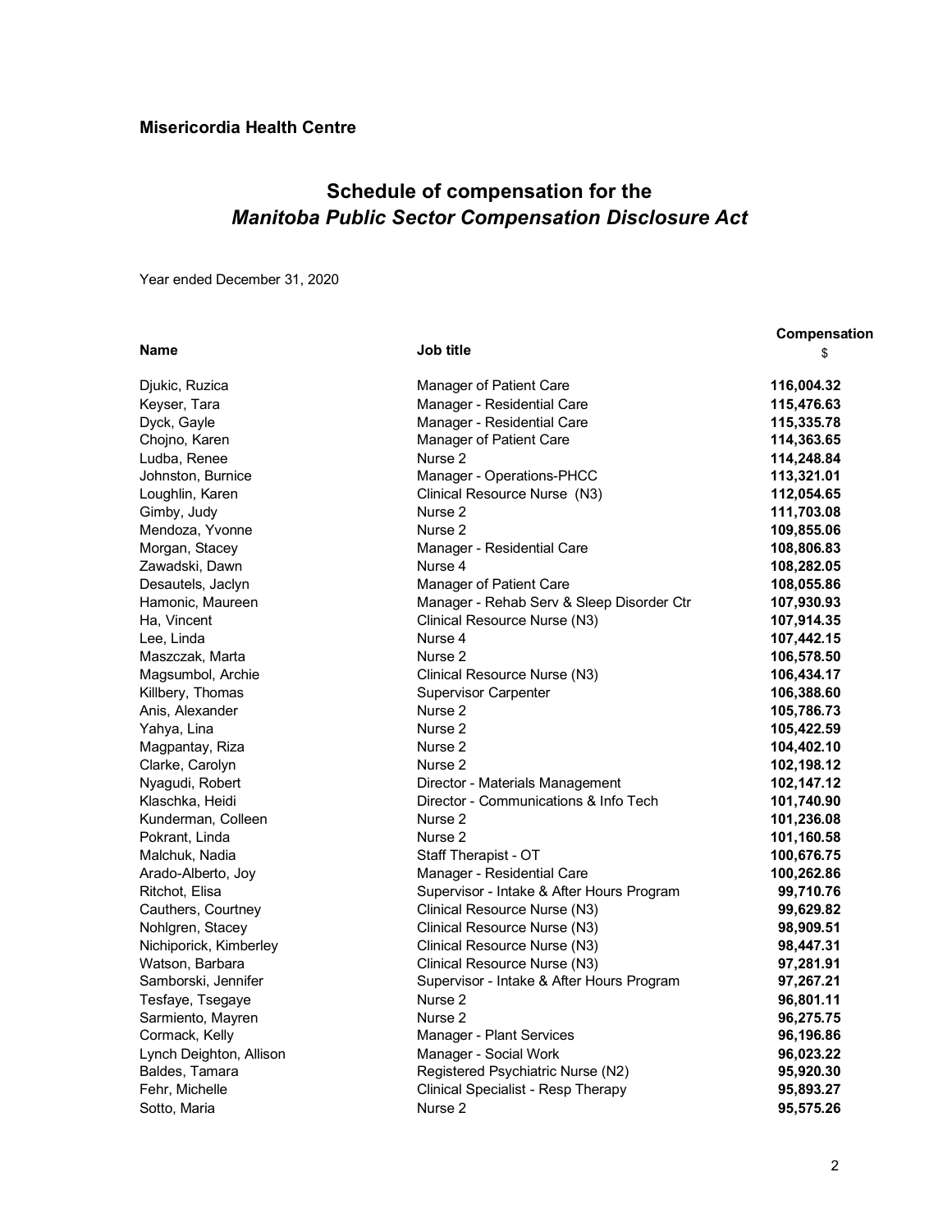**Misericordia Health Centre**

## Schedule of compensation for the *Manitoba Public Sector Compensation Disclosure Act*

Year ended December 31, 2020

| Name | Job title | Compensation $ |
|---|---|---|
| Djukic, Ruzica | Manager of Patient Care | **116,004.32** |
| Keyser, Tara | Manager - Residential Care | **115,476.63** |
| Dyck, Gayle | Manager - Residential Care | **115,335.78** |
| Chojno, Karen | Manager of Patient Care | **114,363.65** |
| Ludba, Renee | Nurse 2 | **114,248.84** |
| Johnston, Burnice | Manager - Operations-PHCC | **113,321.01** |
| Loughlin, Karen | Clinical Resource Nurse (N3) | **112,054.65** |
| Gimby, Judy | Nurse 2 | **111,703.08** |
| Mendoza, Yvonne | Nurse 2 | **109,855.06** |
| Morgan, Stacey | Manager - Residential Care | **108,806.83** |
| Zawadski, Dawn | Nurse 4 | **108,282.05** |
| Desautels, Jaclyn | Manager of Patient Care | **108,055.86** |
| Hamonic, Maureen | Manager - Rehab Serv & Sleep Disorder Ctr | **107,930.93** |
| Ha, Vincent | Clinical Resource Nurse (N3) | **107,914.35** |
| Lee, Linda | Nurse 4 | **107,442.15** |
| Maszczak, Marta | Nurse 2 | **106,578.50** |
| Magsumbol, Archie | Clinical Resource Nurse (N3) | **106,434.17** |
| Killbery, Thomas | Supervisor Carpenter | **106,388.60** |
| Anis, Alexander | Nurse 2 | **105,786.73** |
| Yahya, Lina | Nurse 2 | **105,422.59** |
| Magpantay, Riza | Nurse 2 | **104,402.10** |
| Clarke, Carolyn | Nurse 2 | **102,198.12** |
| Nyagudi, Robert | Director - Materials Management | **102,147.12** |
| Klaschka, Heidi | Director - Communications & Info Tech | **101,740.90** |
| Kunderman, Colleen | Nurse 2 | **101,236.08** |
| Pokrant, Linda | Nurse 2 | **101,160.58** |
| Malchuk, Nadia | Staff Therapist - OT | **100,676.75** |
| Arado-Alberto, Joy | Manager - Residential Care | **100,262.86** |
| Ritchot, Elisa | Supervisor - Intake & After Hours Program | **99,710.76** |
| Cauthers, Courtney | Clinical Resource Nurse (N3) | **99,629.82** |
| Nohlgren, Stacey | Clinical Resource Nurse (N3) | **98,909.51** |
| Nichiporick, Kimberley | Clinical Resource Nurse (N3) | **98,447.31** |
| Watson, Barbara | Clinical Resource Nurse (N3) | **97,281.91** |
| Samborski, Jennifer | Supervisor - Intake & After Hours Program | **97,267.21** |
| Tesfaye, Tsegaye | Nurse 2 | **96,801.11** |
| Sarmiento, Mayren | Nurse 2 | **96,275.75** |
| Cormack, Kelly | Manager - Plant Services | **96,196.86** |
| Lynch Deighton, Allison | Manager - Social Work | **96,023.22** |
| Baldes, Tamara | Registered Psychiatric Nurse (N2) | **95,920.30** |
| Fehr, Michelle | Clinical Specialist - Resp Therapy | **95,893.27** |
| Sotto, Maria | Nurse 2 | **95,575.26** |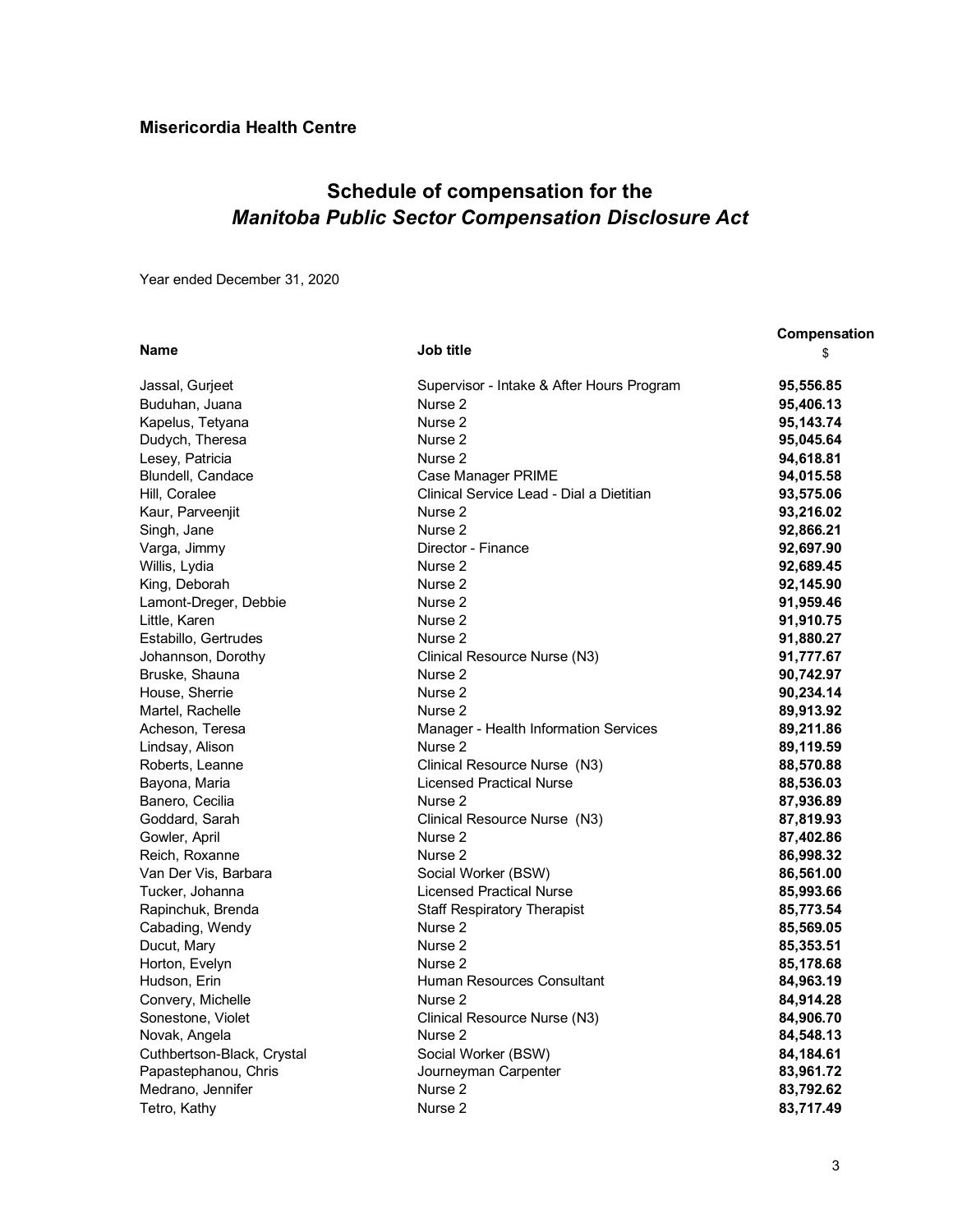**Misericordia Health Centre**

## Schedule of compensation for the *Manitoba Public Sector Compensation Disclosure Act*

Year ended December 31, 2020

| Name | Job title | Compensation $ |
|---|---|---|
| Jassal, Gurjeet | Supervisor - Intake & After Hours Program | **95,556.85** |
| Buduhan, Juana | Nurse 2 | **95,406.13** |
| Kapelus, Tetyana | Nurse 2 | **95,143.74** |
| Dudych, Theresa | Nurse 2 | **95,045.64** |
| Lesey, Patricia | Nurse 2 | **94,618.81** |
| Blundell, Candace | Case Manager PRIME | **94,015.58** |
| Hill, Coralee | Clinical Service Lead - Dial a Dietitian | **93,575.06** |
| Kaur, Parveenjit | Nurse 2 | **93,216.02** |
| Singh, Jane | Nurse 2 | **92,866.21** |
| Varga, Jimmy | Director - Finance | **92,697.90** |
| Willis, Lydia | Nurse 2 | **92,689.45** |
| King, Deborah | Nurse 2 | **92,145.90** |
| Lamont-Dreger, Debbie | Nurse 2 | **91,959.46** |
| Little, Karen | Nurse 2 | **91,910.75** |
| Estabillo, Gertrudes | Nurse 2 | **91,880.27** |
| Johannson, Dorothy | Clinical Resource Nurse (N3) | **91,777.67** |
| Bruske, Shauna | Nurse 2 | **90,742.97** |
| House, Sherrie | Nurse 2 | **90,234.14** |
| Martel, Rachelle | Nurse 2 | **89,913.92** |
| Acheson, Teresa | Manager - Health Information Services | **89,211.86** |
| Lindsay, Alison | Nurse 2 | **89,119.59** |
| Roberts, Leanne | Clinical Resource Nurse (N3) | **88,570.88** |
| Bayona, Maria | Licensed Practical Nurse | **88,536.03** |
| Banero, Cecilia | Nurse 2 | **87,936.89** |
| Goddard, Sarah | Clinical Resource Nurse (N3) | **87,819.93** |
| Gowler, April | Nurse 2 | **87,402.86** |
| Reich, Roxanne | Nurse 2 | **86,998.32** |
| Van Der Vis, Barbara | Social Worker (BSW) | **86,561.00** |
| Tucker, Johanna | Licensed Practical Nurse | **85,993.66** |
| Rapinchuk, Brenda | Staff Respiratory Therapist | **85,773.54** |
| Cabading, Wendy | Nurse 2 | **85,569.05** |
| Ducut, Mary | Nurse 2 | **85,353.51** |
| Horton, Evelyn | Nurse 2 | **85,178.68** |
| Hudson, Erin | Human Resources Consultant | **84,963.19** |
| Convery, Michelle | Nurse 2 | **84,914.28** |
| Sonestone, Violet | Clinical Resource Nurse (N3) | **84,906.70** |
| Novak, Angela | Nurse 2 | **84,548.13** |
| Cuthbertson-Black, Crystal | Social Worker (BSW) | **84,184.61** |
| Papastephanou, Chris | Journeyman Carpenter | **83,961.72** |
| Medrano, Jennifer | Nurse 2 | **83,792.62** |
| Tetro, Kathy | Nurse 2 | **83,717.49** |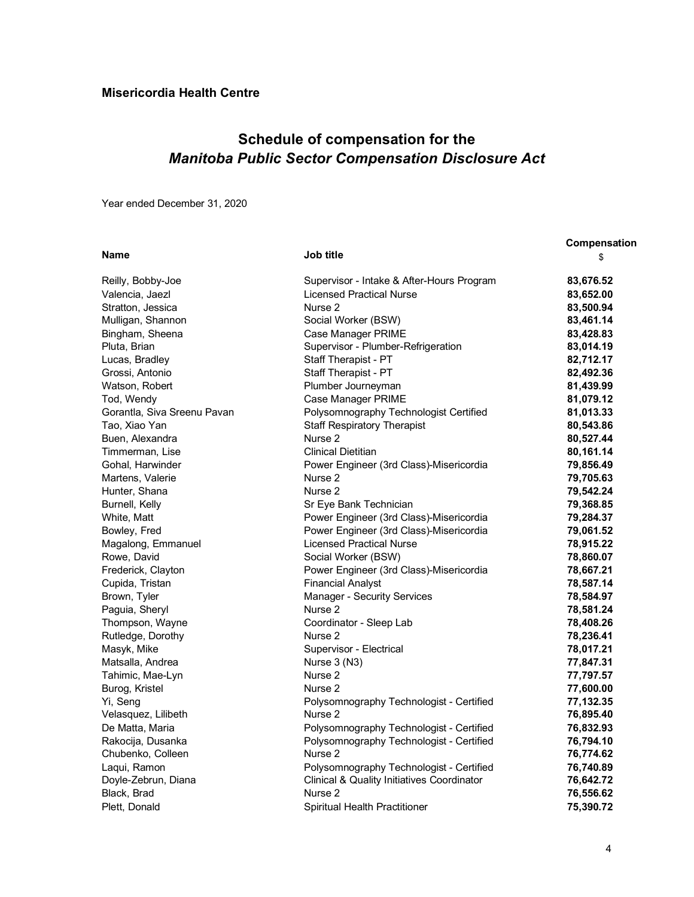**Misericordia Health Centre**

# Schedule of compensation for the *Manitoba Public Sector Compensation Disclosure Act*

Year ended December 31, 2020

| Name | Job title | Compensation $ |
|---|---|---|
| Reilly, Bobby-Joe | Supervisor - Intake & After-Hours Program | **83,676.52** |
| Valencia, Jaezl | Licensed Practical Nurse | **83,652.00** |
| Stratton, Jessica | Nurse 2 | **83,500.94** |
| Mulligan, Shannon | Social Worker (BSW) | **83,461.14** |
| Bingham, Sheena | Case Manager PRIME | **83,428.83** |
| Pluta, Brian | Supervisor - Plumber-Refrigeration | **83,014.19** |
| Lucas, Bradley | Staff Therapist - PT | **82,712.17** |
| Grossi, Antonio | Staff Therapist - PT | **82,492.36** |
| Watson, Robert | Plumber Journeyman | **81,439.99** |
| Tod, Wendy | Case Manager PRIME | **81,079.12** |
| Gorantla, Siva Sreenu Pavan | Polysomnography Technologist Certified | **81,013.33** |
| Tao, Xiao Yan | Staff Respiratory Therapist | **80,543.86** |
| Buen, Alexandra | Nurse 2 | **80,527.44** |
| Timmerman, Lise | Clinical Dietitian | **80,161.14** |
| Gohal, Harwinder | Power Engineer (3rd Class)-Misericordia | **79,856.49** |
| Martens, Valerie | Nurse 2 | **79,705.63** |
| Hunter, Shana | Nurse 2 | **79,542.24** |
| Burnell, Kelly | Sr Eye Bank Technician | **79,368.85** |
| White, Matt | Power Engineer (3rd Class)-Misericordia | **79,284.37** |
| Bowley, Fred | Power Engineer (3rd Class)-Misericordia | **79,061.52** |
| Magalong, Emmanuel | Licensed Practical Nurse | **78,915.22** |
| Rowe, David | Social Worker (BSW) | **78,860.07** |
| Frederick, Clayton | Power Engineer (3rd Class)-Misericordia | **78,667.21** |
| Cupida, Tristan | Financial Analyst | **78,587.14** |
| Brown, Tyler | Manager - Security Services | **78,584.97** |
| Paguia, Sheryl | Nurse 2 | **78,581.24** |
| Thompson, Wayne | Coordinator - Sleep Lab | **78,408.26** |
| Rutledge, Dorothy | Nurse 2 | **78,236.41** |
| Masyk, Mike | Supervisor - Electrical | **78,017.21** |
| Matsalla, Andrea | Nurse 3 (N3) | **77,847.31** |
| Tahimic, Mae-Lyn | Nurse 2 | **77,797.57** |
| Burog, Kristel | Nurse 2 | **77,600.00** |
| Yi, Seng | Polysomnography Technologist - Certified | **77,132.35** |
| Velasquez, Lilibeth | Nurse 2 | **76,895.40** |
| De Matta, Maria | Polysomnography Technologist - Certified | **76,832.93** |
| Rakocija, Dusanka | Polysomnography Technologist - Certified | **76,794.10** |
| Chubenko, Colleen | Nurse 2 | **76,774.62** |
| Laqui, Ramon | Polysomnography Technologist - Certified | **76,740.89** |
| Doyle-Zebrun, Diana | Clinical & Quality Initiatives Coordinator | **76,642.72** |
| Black, Brad | Nurse 2 | **76,556.62** |
| Plett, Donald | Spiritual Health Practitioner | **75,390.72** |